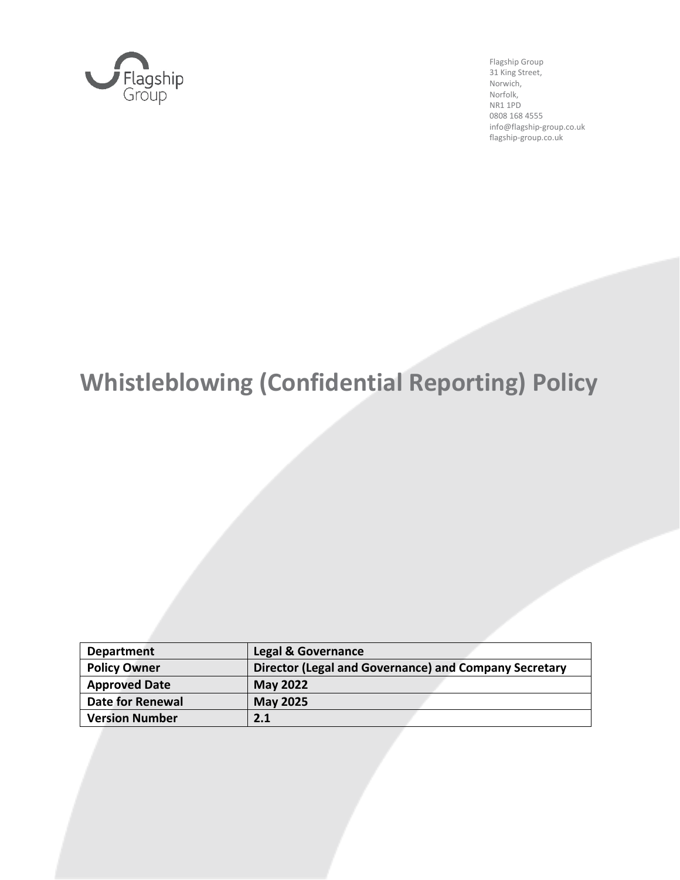Flagship Group
31 King Street,
Norwich,
Norfolk,
NR1 1PD
0808 168 4555
info@flagship-group.co.uk
flagship-group.co.uk

# Whistleblowing (Confidential Reporting) Policy

| **Department** | **Legal & Governance** |
|---|---|
| **Policy Owner** | **Director (Legal and Governance) and Company Secretary** |
| **Approved Date** | **May 2022** |
| **Date for Renewal** | **May 2025** |
| **Version Number** | **2.1** |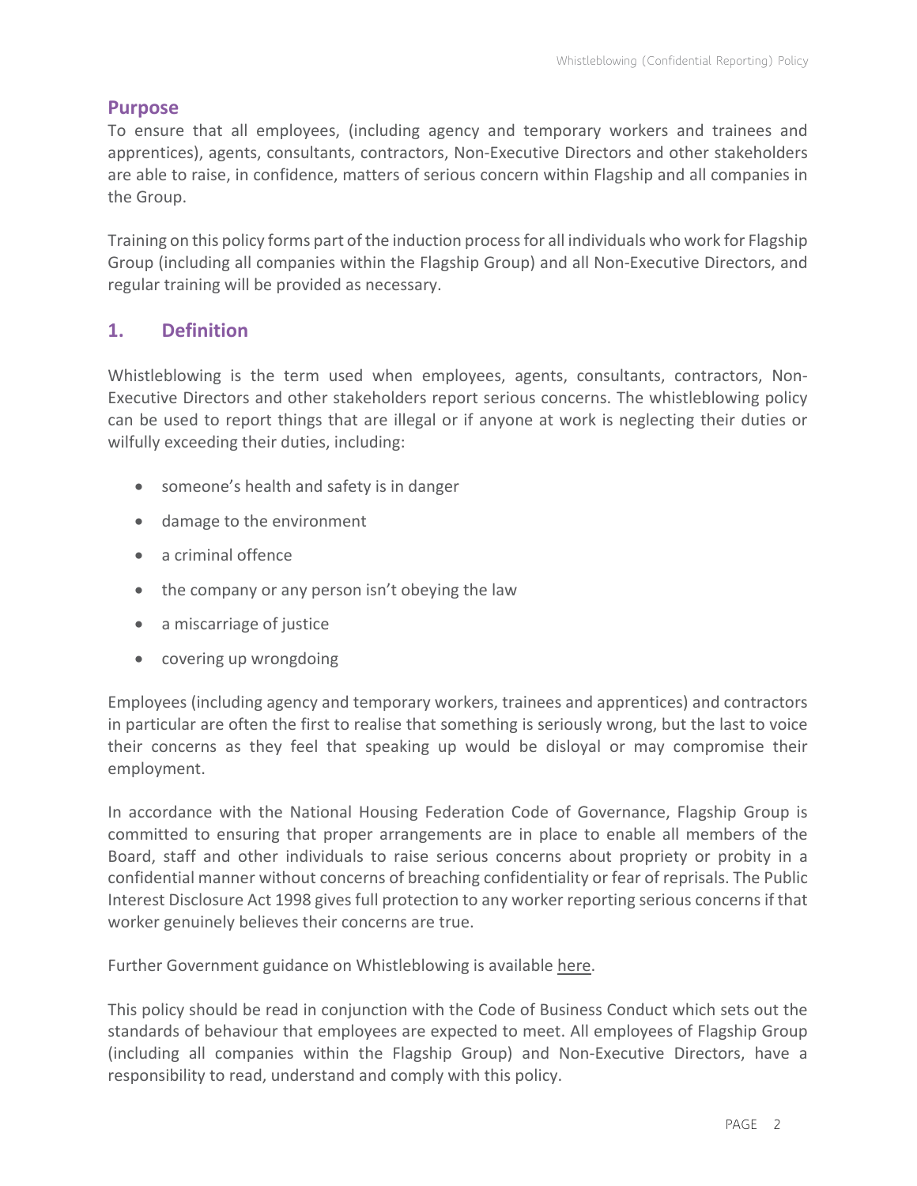## Purpose

To ensure that all employees, (including agency and temporary workers and trainees and apprentices), agents, consultants, contractors, Non-Executive Directors and other stakeholders are able to raise, in confidence, matters of serious concern within Flagship and all companies in the Group.

Training on this policy forms part of the induction process for all individuals who work for Flagship Group (including all companies within the Flagship Group) and all Non-Executive Directors, and regular training will be provided as necessary.

## 1. Definition

Whistleblowing is the term used when employees, agents, consultants, contractors, Non-Executive Directors and other stakeholders report serious concerns. The whistleblowing policy can be used to report things that are illegal or if anyone at work is neglecting their duties or wilfully exceeding their duties, including:

- someone's health and safety is in danger
- damage to the environment
- a criminal offence
- the company or any person isn't obeying the law
- a miscarriage of justice
- covering up wrongdoing

Employees (including agency and temporary workers, trainees and apprentices) and contractors in particular are often the first to realise that something is seriously wrong, but the last to voice their concerns as they feel that speaking up would be disloyal or may compromise their employment.

In accordance with the National Housing Federation Code of Governance, Flagship Group is committed to ensuring that proper arrangements are in place to enable all members of the Board, staff and other individuals to raise serious concerns about propriety or probity in a confidential manner without concerns of breaching confidentiality or fear of reprisals. The Public Interest Disclosure Act 1998 gives full protection to any worker reporting serious concerns if that worker genuinely believes their concerns are true.

Further Government guidance on Whistleblowing is available here.

This policy should be read in conjunction with the Code of Business Conduct which sets out the standards of behaviour that employees are expected to meet. All employees of Flagship Group (including all companies within the Flagship Group) and Non-Executive Directors, have a responsibility to read, understand and comply with this policy.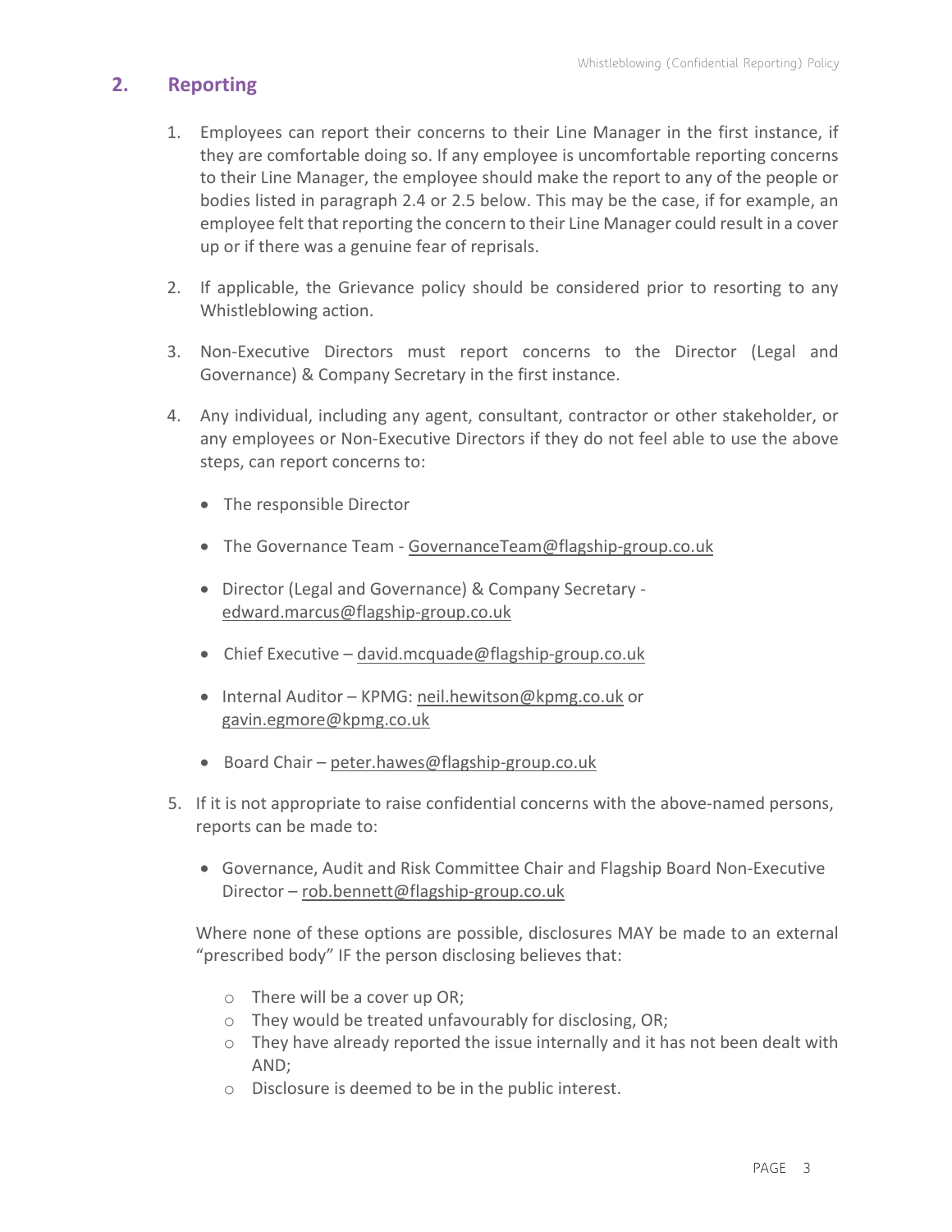## 2. Reporting

1. Employees can report their concerns to their Line Manager in the first instance, if they are comfortable doing so. If any employee is uncomfortable reporting concerns to their Line Manager, the employee should make the report to any of the people or bodies listed in paragraph 2.4 or 2.5 below. This may be the case, if for example, an employee felt that reporting the concern to their Line Manager could result in a cover up or if there was a genuine fear of reprisals.

2. If applicable, the Grievance policy should be considered prior to resorting to any Whistleblowing action.

3. Non-Executive Directors must report concerns to the Director (Legal and Governance) & Company Secretary in the first instance.

4. Any individual, including any agent, consultant, contractor or other stakeholder, or any employees or Non-Executive Directors if they do not feel able to use the above steps, can report concerns to:

   - The responsible Director
   - The Governance Team - GovernanceTeam@flagship-group.co.uk
   - Director (Legal and Governance) & Company Secretary - edward.marcus@flagship-group.co.uk
   - Chief Executive – david.mcquade@flagship-group.co.uk
   - Internal Auditor – KPMG: neil.hewitson@kpmg.co.uk or gavin.egmore@kpmg.co.uk
   - Board Chair – peter.hawes@flagship-group.co.uk

5. If it is not appropriate to raise confidential concerns with the above-named persons, reports can be made to:

   - Governance, Audit and Risk Committee Chair and Flagship Board Non-Executive Director – rob.bennett@flagship-group.co.uk

   Where none of these options are possible, disclosures MAY be made to an external “prescribed body” IF the person disclosing believes that:

   - There will be a cover up OR;
   - They would be treated unfavourably for disclosing, OR;
   - They have already reported the issue internally and it has not been dealt with AND;
   - Disclosure is deemed to be in the public interest.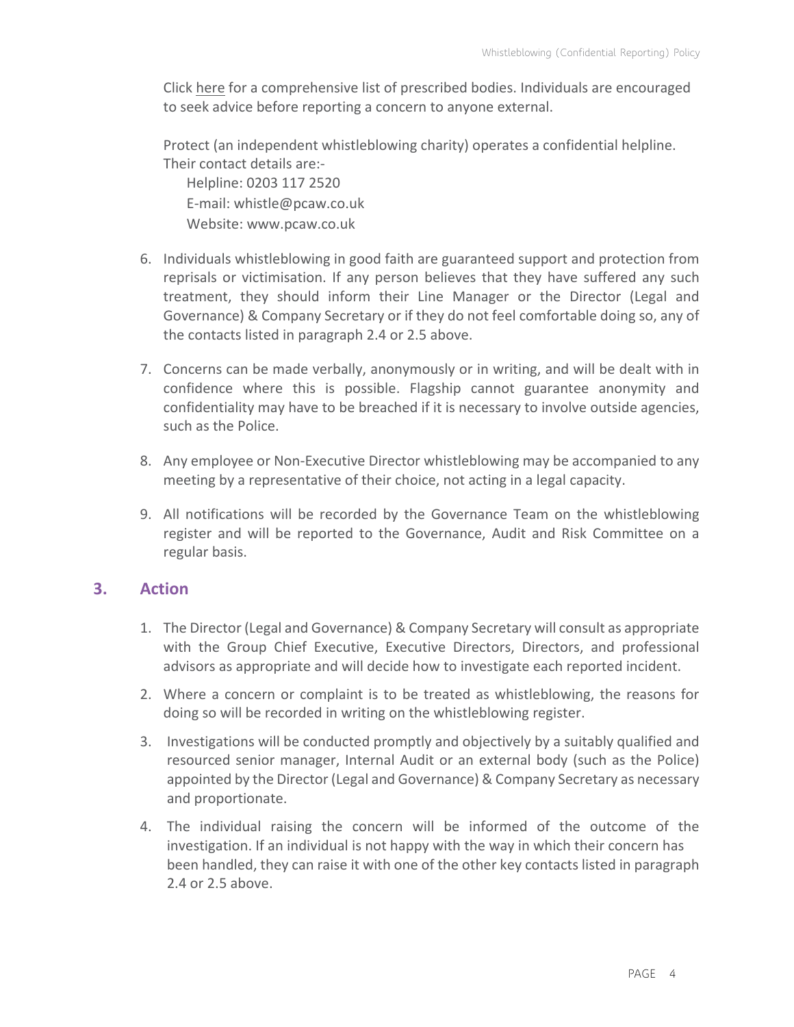Click here for a comprehensive list of prescribed bodies. Individuals are encouraged to seek advice before reporting a concern to anyone external.

Protect (an independent whistleblowing charity) operates a confidential helpline. Their contact details are:-

Helpline: 0203 117 2520
E-mail: whistle@pcaw.co.uk
Website: www.pcaw.co.uk

6. Individuals whistleblowing in good faith are guaranteed support and protection from reprisals or victimisation. If any person believes that they have suffered any such treatment, they should inform their Line Manager or the Director (Legal and Governance) & Company Secretary or if they do not feel comfortable doing so, any of the contacts listed in paragraph 2.4 or 2.5 above.

7. Concerns can be made verbally, anonymously or in writing, and will be dealt with in confidence where this is possible. Flagship cannot guarantee anonymity and confidentiality may have to be breached if it is necessary to involve outside agencies, such as the Police.

8. Any employee or Non-Executive Director whistleblowing may be accompanied to any meeting by a representative of their choice, not acting in a legal capacity.

9. All notifications will be recorded by the Governance Team on the whistleblowing register and will be reported to the Governance, Audit and Risk Committee on a regular basis.

## 3. Action

1. The Director (Legal and Governance) & Company Secretary will consult as appropriate with the Group Chief Executive, Executive Directors, Directors, and professional advisors as appropriate and will decide how to investigate each reported incident.

2. Where a concern or complaint is to be treated as whistleblowing, the reasons for doing so will be recorded in writing on the whistleblowing register.

3. Investigations will be conducted promptly and objectively by a suitably qualified and resourced senior manager, Internal Audit or an external body (such as the Police) appointed by the Director (Legal and Governance) & Company Secretary as necessary and proportionate.

4. The individual raising the concern will be informed of the outcome of the investigation. If an individual is not happy with the way in which their concern has been handled, they can raise it with one of the other key contacts listed in paragraph 2.4 or 2.5 above.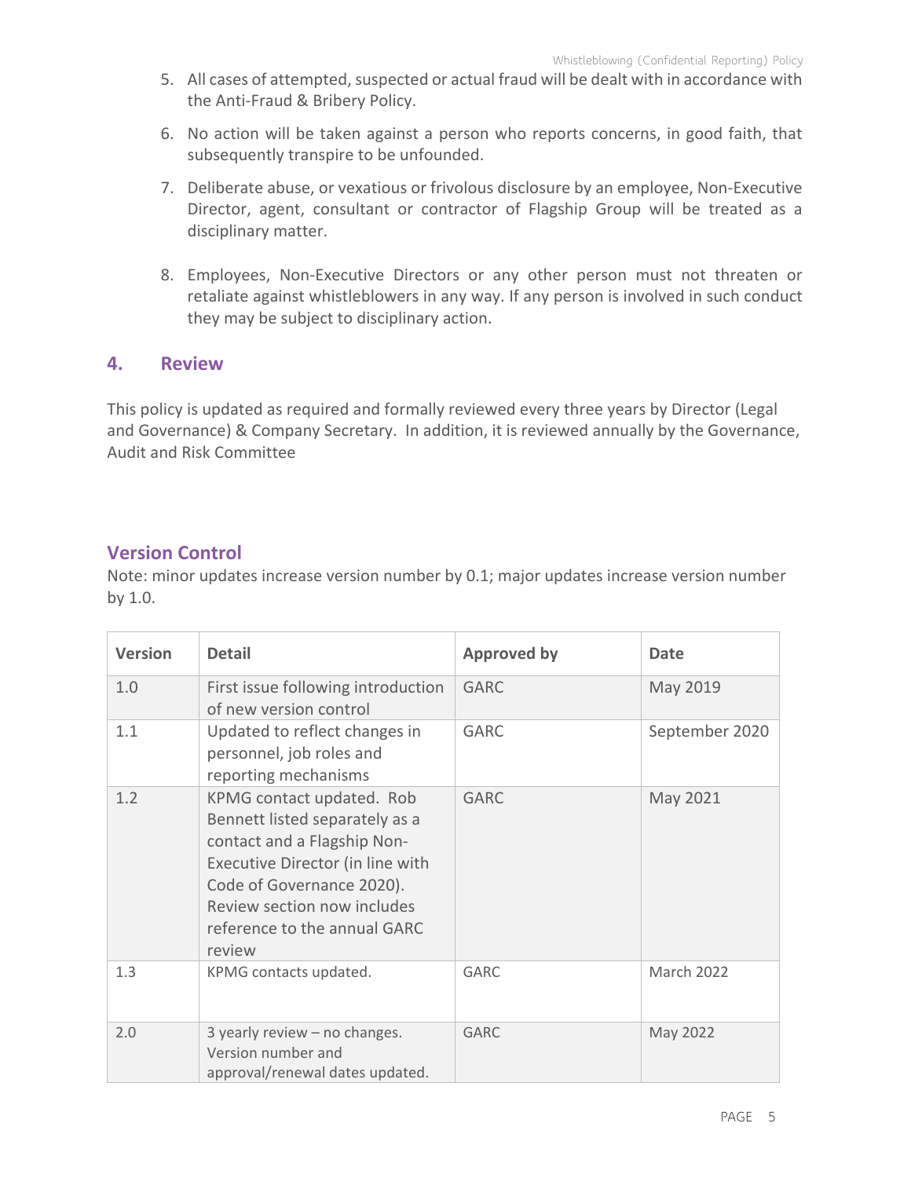5. All cases of attempted, suspected or actual fraud will be dealt with in accordance with the Anti-Fraud & Bribery Policy.

6. No action will be taken against a person who reports concerns, in good faith, that subsequently transpire to be unfounded.

7. Deliberate abuse, or vexatious or frivolous disclosure by an employee, Non-Executive Director, agent, consultant or contractor of Flagship Group will be treated as a disciplinary matter.

8. Employees, Non-Executive Directors or any other person must not threaten or retaliate against whistleblowers in any way. If any person is involved in such conduct they may be subject to disciplinary action.

## 4. Review

This policy is updated as required and formally reviewed every three years by Director (Legal and Governance) & Company Secretary. In addition, it is reviewed annually by the Governance, Audit and Risk Committee

## Version Control

Note: minor updates increase version number by 0.1; major updates increase version number by 1.0.

| Version | Detail | Approved by | Date |
|---|---|---|---|
| 1.0 | First issue following introduction of new version control | GARC | May 2019 |
| 1.1 | Updated to reflect changes in personnel, job roles and reporting mechanisms | GARC | September 2020 |
| 1.2 | KPMG contact updated. Rob Bennett listed separately as a contact and a Flagship Non-Executive Director (in line with Code of Governance 2020). Review section now includes reference to the annual GARC review | GARC | May 2021 |
| 1.3 | KPMG contacts updated. | GARC | March 2022 |
| 2.0 | 3 yearly review – no changes. Version number and approval/renewal dates updated. | GARC | May 2022 |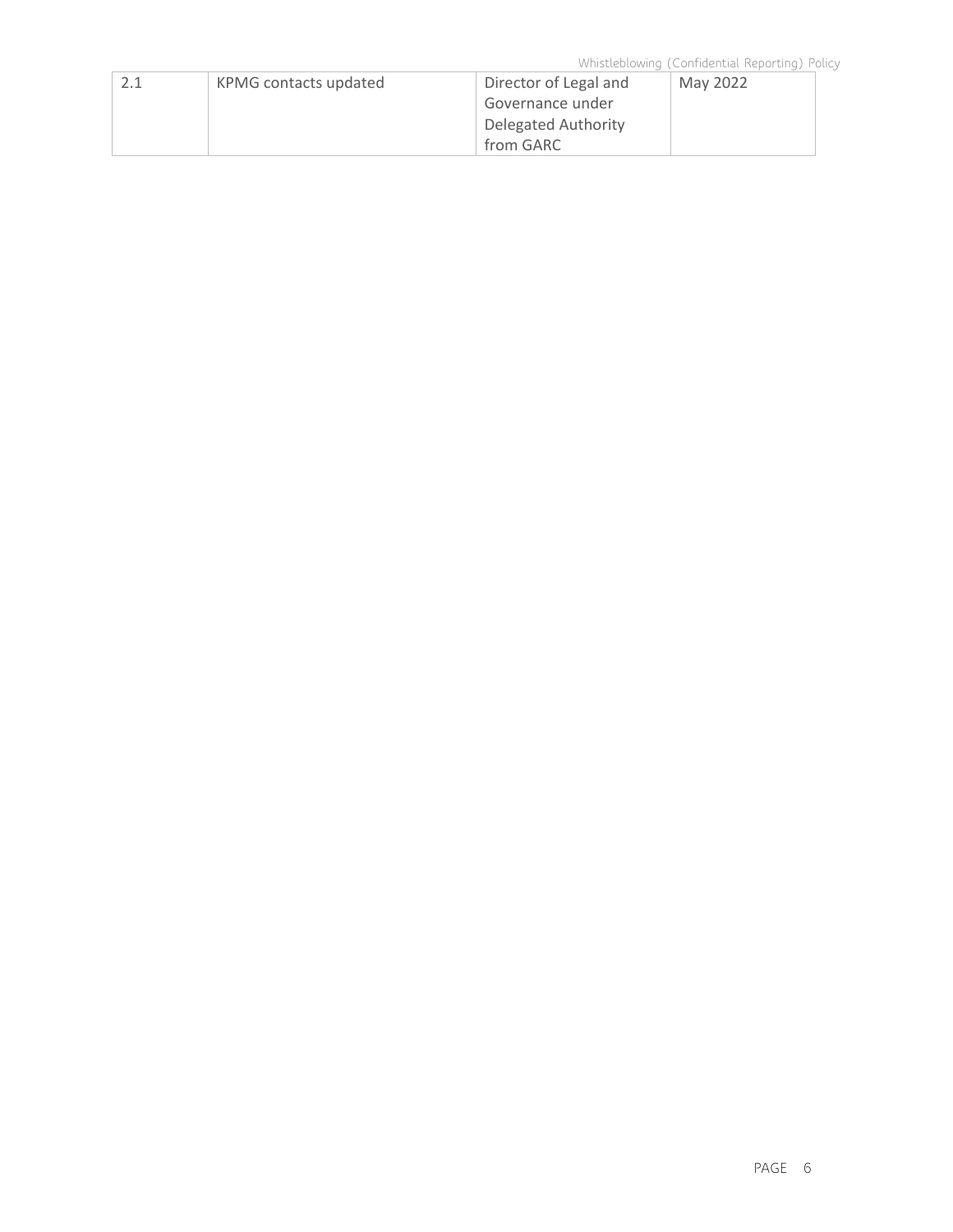| | | | |
|---|---|---|---|
| 2.1 | KPMG contacts updated | Director of Legal and Governance under Delegated Authority from GARC | May 2022 |